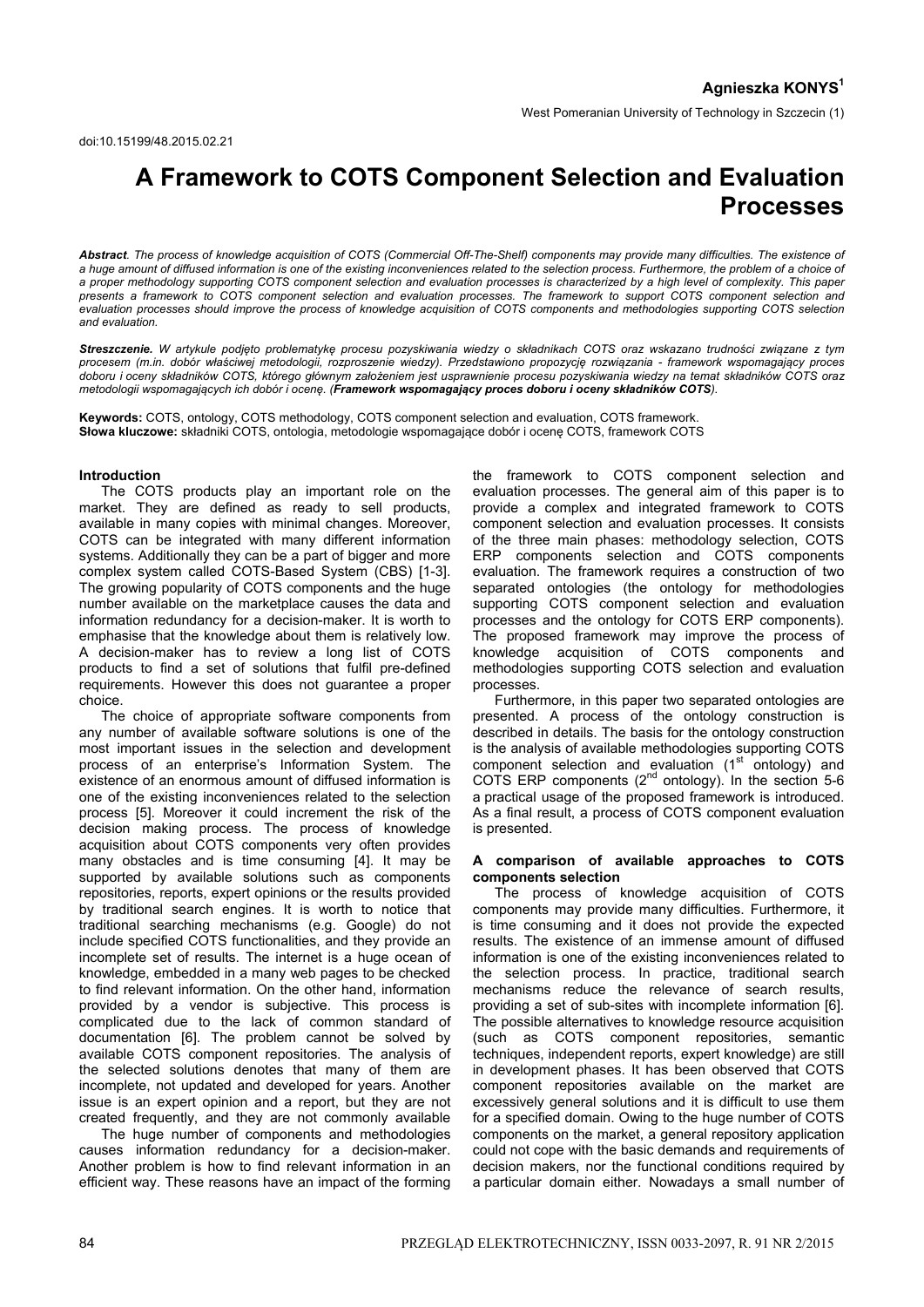**Agnieszka KONYS**[1]

West Pomeranian University of Technology in Szczecin (1)

doi:10.15199/48.2015.02.21

# A Framework to COTS Component Selection and Evaluation Processes

***Abstract**. The process of knowledge acquisition of COTS (Commercial Off-The-Shelf) components may provide many difficulties. The existence of a huge amount of diffused information is one of the existing inconveniences related to the selection process. Furthermore, the problem of a choice of a proper methodology supporting COTS component selection and evaluation processes is characterized by a high level of complexity. This paper presents a framework to COTS component selection and evaluation processes. The framework to support COTS component selection and evaluation processes should improve the process of knowledge acquisition of COTS components and methodologies supporting COTS selection and evaluation.*

***Streszczenie.** W artykule podjęto problematykę procesu pozyskiwania wiedzy o składnikach COTS oraz wskazano trudności związane z tym procesem (m.in. dobór właściwej metodologii, rozproszenie wiedzy). Przedstawiono propozycję rozwiązania - framework wspomagający proces doboru i oceny składników COTS, którego głównym założeniem jest usprawnienie procesu pozyskiwania wiedzy na temat składników COTS oraz metodologii wspomagających ich dobór i ocenę. (**Framework wspomagający proces doboru i oceny składników COTS**).*

**Keywords:** COTS, ontology, COTS methodology, COTS component selection and evaluation, COTS framework.
**Słowa kluczowe:** składniki COTS, ontologia, metodologie wspomagające dobór i ocenę COTS, framework COTS

## Introduction

The COTS products play an important role on the market. They are defined as ready to sell products, available in many copies with minimal changes. Moreover, COTS can be integrated with many different information systems. Additionally they can be a part of bigger and more complex system called COTS-Based System (CBS) [1-3]. The growing popularity of COTS components and the huge number available on the marketplace causes the data and information redundancy for a decision-maker. It is worth to emphasise that the knowledge about them is relatively low. A decision-maker has to review a long list of COTS products to find a set of solutions that fulfil pre-defined requirements. However this does not guarantee a proper choice.

The choice of appropriate software components from any number of available software solutions is one of the most important issues in the selection and development process of an enterprise's Information System. The existence of an enormous amount of diffused information is one of the existing inconveniences related to the selection process [5]. Moreover it could increment the risk of the decision making process. The process of knowledge acquisition about COTS components very often provides many obstacles and is time consuming [4]. It may be supported by available solutions such as components repositories, reports, expert opinions or the results provided by traditional search engines. It is worth to notice that traditional searching mechanisms (e.g. Google) do not include specified COTS functionalities, and they provide an incomplete set of results. The internet is a huge ocean of knowledge, embedded in a many web pages to be checked to find relevant information. On the other hand, information provided by a vendor is subjective. This process is complicated due to the lack of common standard of documentation [6]. The problem cannot be solved by available COTS component repositories. The analysis of the selected solutions denotes that many of them are incomplete, not updated and developed for years. Another issue is an expert opinion and a report, but they are not created frequently, and they are not commonly available

The huge number of components and methodologies causes information redundancy for a decision-maker. Another problem is how to find relevant information in an efficient way. These reasons have an impact of the forming the framework to COTS component selection and evaluation processes. The general aim of this paper is to provide a complex and integrated framework to COTS component selection and evaluation processes. It consists of the three main phases: methodology selection, COTS ERP components selection and COTS components evaluation. The framework requires a construction of two separated ontologies (the ontology for methodologies supporting COTS component selection and evaluation processes and the ontology for COTS ERP components). The proposed framework may improve the process of knowledge acquisition of COTS components and methodologies supporting COTS selection and evaluation processes.

Furthermore, in this paper two separated ontologies are presented. A process of the ontology construction is described in details. The basis for the ontology construction is the analysis of available methodologies supporting COTS component selection and evaluation (1[st] ontology) and COTS ERP components (2[nd] ontology). In the section 5-6 a practical usage of the proposed framework is introduced. As a final result, a process of COTS component evaluation is presented.

## A comparison of available approaches to COTS components selection

The process of knowledge acquisition of COTS components may provide many difficulties. Furthermore, it is time consuming and it does not provide the expected results. The existence of an immense amount of diffused information is one of the existing inconveniences related to the selection process. In practice, traditional search mechanisms reduce the relevance of search results, providing a set of sub-sites with incomplete information [6]. The possible alternatives to knowledge resource acquisition (such as COTS component repositories, semantic techniques, independent reports, expert knowledge) are still in development phases. It has been observed that COTS component repositories available on the market are excessively general solutions and it is difficult to use them for a specified domain. Owing to the huge number of COTS components on the market, a general repository application could not cope with the basic demands and requirements of decision makers, nor the functional conditions required by a particular domain either. Nowadays a small number of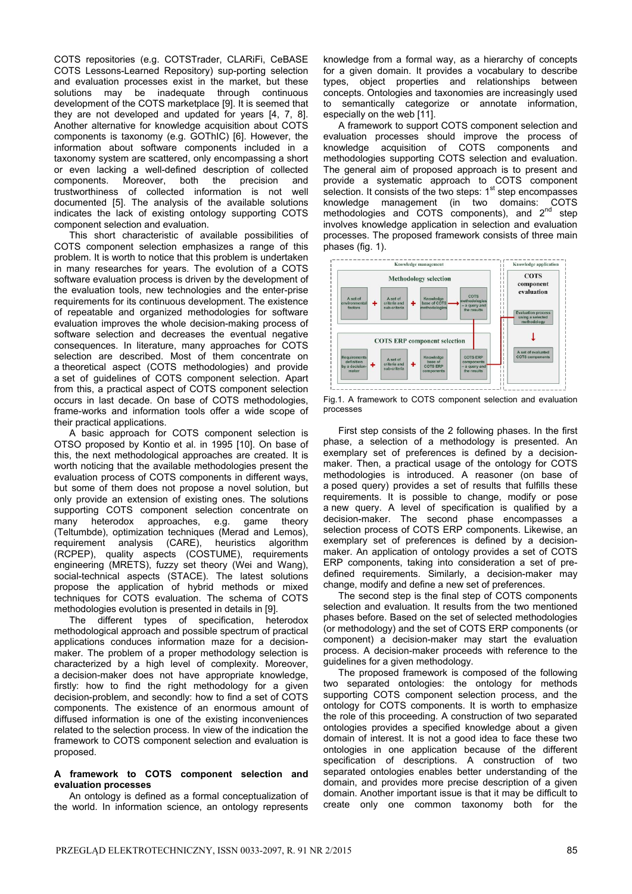COTS repositories (e.g. COTSTrader, CLARiFi, CeBASE COTS Lessons-Learned Repository) sup-porting selection and evaluation processes exist in the market, but these solutions may be inadequate through continuous development of the COTS marketplace [9]. It is seemed that they are not developed and updated for years [4, 7, 8]. Another alternative for knowledge acquisition about COTS components is taxonomy (e.g. GOThIC) [6]. However, the information about software components included in a taxonomy system are scattered, only encompassing a short or even lacking a well-defined description of collected components. Moreover, both the precision and trustworthiness of collected information is not well documented [5]. The analysis of the available solutions indicates the lack of existing ontology supporting COTS component selection and evaluation.

This short characteristic of available possibilities of COTS component selection emphasizes a range of this problem. It is worth to notice that this problem is undertaken in many researches for years. The evolution of a COTS software evaluation process is driven by the development of the evaluation tools, new technologies and the enter-prise requirements for its continuous development. The existence of repeatable and organized methodologies for software evaluation improves the whole decision-making process of software selection and decreases the eventual negative consequences. In literature, many approaches for COTS selection are described. Most of them concentrate on a theoretical aspect (COTS methodologies) and provide a set of guidelines of COTS component selection. Apart from this, a practical aspect of COTS component selection occurs in last decade. On base of COTS methodologies, frame-works and information tools offer a wide scope of their practical applications.

A basic approach for COTS component selection is OTSO proposed by Kontio et al. in 1995 [10]. On base of this, the next methodological approaches are created. It is worth noticing that the available methodologies present the evaluation process of COTS components in different ways, but some of them does not propose a novel solution, but only provide an extension of existing ones. The solutions supporting COTS component selection concentrate on many heterodox approaches, e.g. game theory (Teltumbde), optimization techniques (Merad and Lemos), requirement analysis (CARE), heuristics algorithm (RCPEP), quality aspects (COSTUME), requirements engineering (MRETS), fuzzy set theory (Wei and Wang), social-technical aspects (STACE). The latest solutions propose the application of hybrid methods or mixed techniques for COTS evaluation. The schema of COTS methodologies evolution is presented in details in [9].

The different types of specification, heterodox methodological approach and possible spectrum of practical applications conduces information maze for a decision-maker. The problem of a proper methodology selection is characterized by a high level of complexity. Moreover, a decision-maker does not have appropriate knowledge, firstly: how to find the right methodology for a given decision-problem, and secondly: how to find a set of COTS components. The existence of an enormous amount of diffused information is one of the existing inconveniences related to the selection process. In view of the indication the framework to COTS component selection and evaluation is proposed.

**A framework to COTS component selection and evaluation processes**

An ontology is defined as a formal conceptualization of the world. In information science, an ontology represents knowledge from a formal way, as a hierarchy of concepts for a given domain. It provides a vocabulary to describe types, object properties and relationships between concepts. Ontologies and taxonomies are increasingly used to semantically categorize or annotate information, especially on the web [11].

A framework to support COTS component selection and evaluation processes should improve the process of knowledge acquisition of COTS components and methodologies supporting COTS selection and evaluation. The general aim of proposed approach is to present and provide a systematic approach to COTS component selection. It consists of the two steps: 1st step encompasses knowledge management (in two domains: COTS methodologies and COTS components), and 2nd step involves knowledge application in selection and evaluation processes. The proposed framework consists of three main phases (fig. 1).

Fig.1. A framework to COTS component selection and evaluation processes

First step consists of the 2 following phases. In the first phase, a selection of a methodology is presented. An exemplary set of preferences is defined by a decision-maker. Then, a practical usage of the ontology for COTS methodologies is introduced. A reasoner (on base of a posed query) provides a set of results that fulfills these requirements. It is possible to change, modify or pose a new query. A level of specification is qualified by a decision-maker. The second phase encompasses a selection process of COTS ERP components. Likewise, an exemplary set of preferences is defined by a decision-maker. An application of ontology provides a set of COTS ERP components, taking into consideration a set of pre-defined requirements. Similarly, a decision-maker may change, modify and define a new set of preferences.

The second step is the final step of COTS components selection and evaluation. It results from the two mentioned phases before. Based on the set of selected methodologies (or methodology) and the set of COTS ERP components (or component) a decision-maker may start the evaluation process. A decision-maker proceeds with reference to the guidelines for a given methodology.

The proposed framework is composed of the following two separated ontologies: the ontology for methods supporting COTS component selection process, and the ontology for COTS components. It is worth to emphasize the role of this proceeding. A construction of two separated ontologies provides a specified knowledge about a given domain of interest. It is not a good idea to face these two ontologies in one application because of the different specification of descriptions. A construction of two separated ontologies enables better understanding of the domain, and provides more precise description of a given domain. Another important issue is that it may be difficult to create only one common taxonomy both for the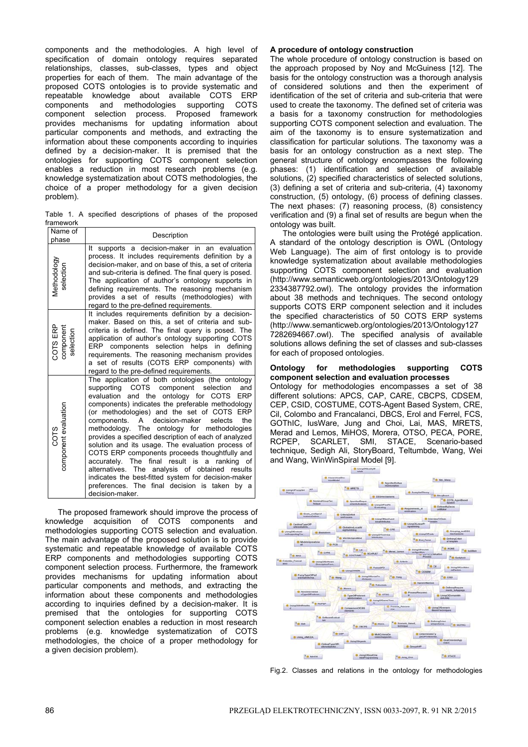components and the methodologies. A high level of specification of domain ontology requires separated relationships, classes, sub-classes, types and object properties for each of them. The main advantage of the proposed COTS ontologies is to provide systematic and repeatable knowledge about available COTS ERP components and methodologies supporting COTS component selection process. Proposed framework provides mechanisms for updating information about particular components and methods, and extracting the information about these components according to inquiries defined by a decision-maker. It is premised that the ontologies for supporting COTS component selection enables a reduction in most research problems (e.g. knowledge systematization about COTS methodologies, the choice of a proper methodology for a given decision problem).

Table 1. A specified descriptions of phases of the proposed framework

| Name of phase | Description |
|---|---|
| Methodology selection | It supports a decision-maker in an evaluation process. It includes requirements definition by a decision-maker, and on base of this, a set of criteria and sub-criteria is defined. The final query is posed. The application of author's ontology supports in defining requirements. The reasoning mechanism provides a set of results (methodologies) with regard to the pre-defined requirements. |
| COTS ERP component selection | It includes requirements definition by a decision-maker. Based on this, a set of criteria and sub-criteria is defined. The final query is posed. The application of author's ontology supporting COTS ERP components selection helps in defining requirements. The reasoning mechanism provides a set of results (COTS ERP components) with regard to the pre-defined requirements. |
| COTS component evaluation | The application of both ontologies (the ontology supporting COTS component selection and evaluation and the ontology for COTS ERP components) indicates the preferable methodology (or methodologies) and the set of COTS ERP components. A decision-maker selects the methodology. The ontology for methodologies provides a specified description of each of analyzed solution and its usage. The evaluation process of COTS ERP components proceeds thoughtfully and accurately. The final result is a ranking of alternatives. The analysis of obtained results indicates the best-fitted system for decision-maker preferences. The final decision is taken by a decision-maker. |

The proposed framework should improve the process of knowledge acquisition of COTS components and methodologies supporting COTS selection and evaluation. The main advantage of the proposed solution is to provide systematic and repeatable knowledge of available COTS ERP components and methodologies supporting COTS component selection process. Furthermore, the framework provides mechanisms for updating information about particular components and methods, and extracting the information about these components and methodologies according to inquiries defined by a decision-maker. It is premised that the ontologies for supporting COTS component selection enables a reduction in most research problems (e.g. knowledge systematization of COTS methodologies, the choice of a proper methodology for a given decision problem).

**A procedure of ontology construction**

The whole procedure of ontology construction is based on the approach proposed by Noy and McGuiness [12]. The basis for the ontology construction was a thorough analysis of considered solutions and then the experiment of identification of the set of criteria and sub-criteria that were used to create the taxonomy. The defined set of criteria was a basis for a taxonomy construction for methodologies supporting COTS component selection and evaluation. The aim of the taxonomy is to ensure systematization and classification for particular solutions. The taxonomy was a basis for an ontology construction as a next step. The general structure of ontology encompasses the following phases: (1) identification and selection of available solutions, (2) specified characteristics of selected solutions, (3) defining a set of criteria and sub-criteria, (4) taxonomy construction, (5) ontology, (6) process of defining classes. The next phases: (7) reasoning process, (8) consistency verification and (9) a final set of results are begun when the ontology was built.

The ontologies were built using the Protégé application. A standard of the ontology description is OWL (Ontology Web Language). The aim of first ontology is to provide knowledge systematization about available methodologies supporting COTS component selection and evaluation (http://www.semanticweb.org/ontologies/2013/Ontology1292334387792.owl). The ontology provides the information about 38 methods and techniques. The second ontology supports COTS ERP component selection and it includes the specified characteristics of 50 COTS ERP systems (http://www.semanticweb.org/ontologies/2013/Ontology1277282694667.owl). The specified analysis of available solutions allows defining the set of classes and sub-classes for each of proposed ontologies.

**Ontology for methodologies supporting COTS component selection and evaluation processes**

Ontology for methodologies encompasses a set of 38 different solutions: APCS, CAP, CARE, CBCPS, CDSEM, CEP, CSID, COSTUME, COTS-Agent Based System, CRE, CiI, Colombo and Francalanci, DBCS, Erol and Ferrel, FCS, GOThIC, IusWare, Jung and Choi, Lai, MAS, MRETS, Merad and Lemos, MiHOS, Morera, OTSO, PECA, PORE, RCPEP, SCARLET, SMI, STACE, Scenario-based technique, Sedigh Ali, StoryBoard, Teltumbde, Wang, Wei and Wang, WinWinSpiral Model [9].

Fig.2. Classes and relations in the ontology for methodologies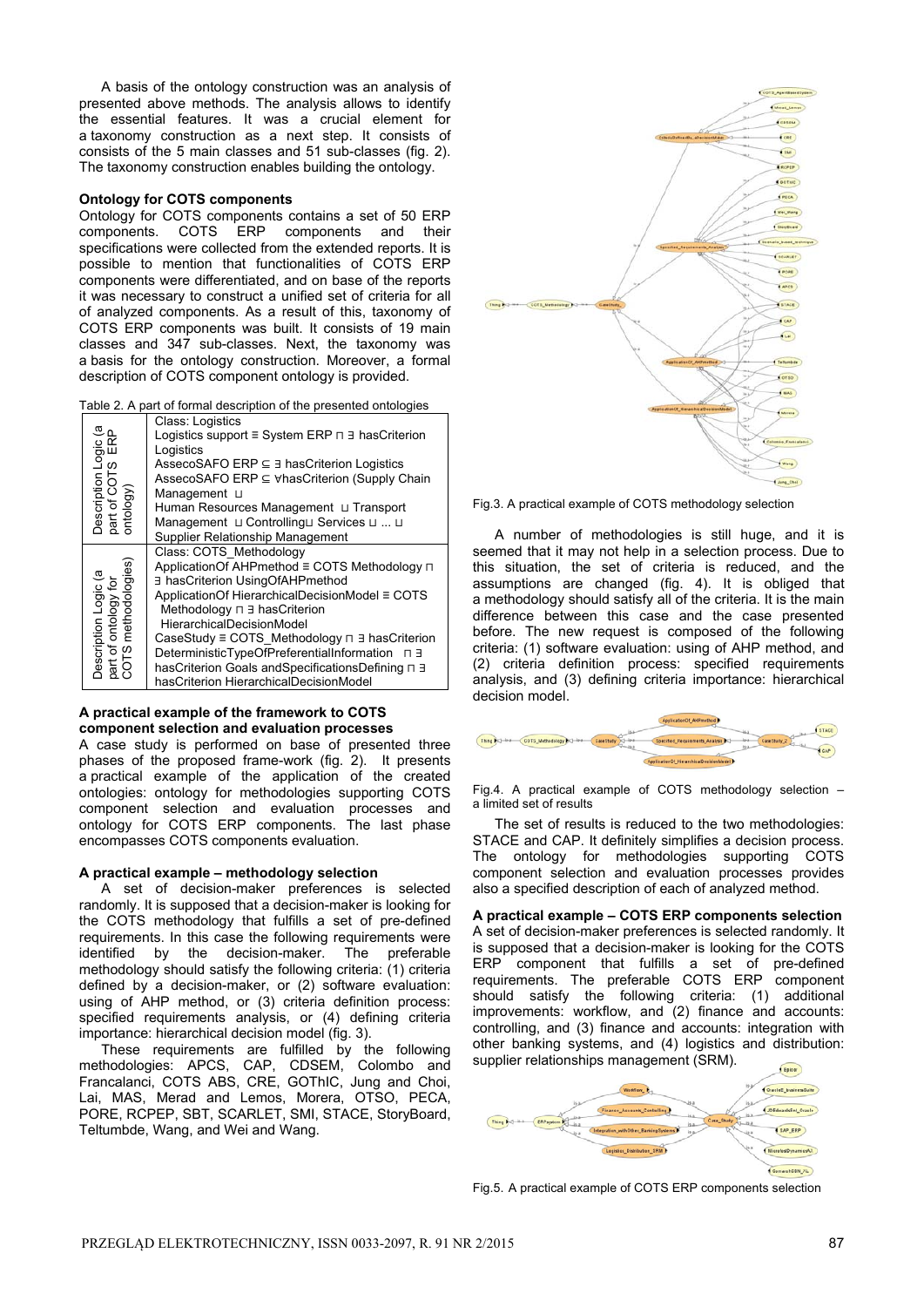A basis of the ontology construction was an analysis of presented above methods. The analysis allows to identify the essential features. It was a crucial element for a taxonomy construction as a next step. It consists of consists of the 5 main classes and 51 sub-classes (fig. 2). The taxonomy construction enables building the ontology.

### Ontology for COTS components

Ontology for COTS components contains a set of 50 ERP components. COTS ERP components and their specifications were collected from the extended reports. It is possible to mention that functionalities of COTS ERP components were differentiated, and on base of the reports it was necessary to construct a unified set of criteria for all of analyzed components. As a result of this, taxonomy of COTS ERP components was built. It consists of 19 main classes and 347 sub-classes. Next, the taxonomy was a basis for the ontology construction. Moreover, a formal description of COTS component ontology is provided.

Table 2. A part of formal description of the presented ontologies

| | |
|---|---|
| Description Logic (a part of COTS ERP ontology) | Class: Logistics<br>Logistics support ≡ System ERP ⊓ ∃ hasCriterion Logistics<br>AssecoSAFO ERP ⊆ ∃ hasCriterion Logistics<br>AssecoSAFO ERP ⊆ ∀hasCriterion (Supply Chain Management ⊔<br>Human Resources Management ⊔ Transport Management ⊔ Controlling⊔ Services ⊔ ... ⊔<br>Supplier Relationship Management |
| Description Logic (a part of ontology for COTS methodologies) | Class: COTS_Methodology<br>ApplicationOf AHPmethod ≡ COTS Methodology ⊓ ∃ hasCriterion UsingOfAHPmethod<br>ApplicationOf HierarchicalDecisionModel ≡ COTS Methodology ⊓ ∃ hasCriterion HierarchicalDecisionModel<br>CaseStudy ≡ COTS_Methodology ⊓ ∃ hasCriterion DeterministicTypeOfPreferentialInformation ⊓ ∃ hasCriterion Goals andSpecificationsDefining ⊓ ∃ hasCriterion HierarchicalDecisionModel |

### A practical example of the framework to COTS component selection and evaluation processes

A case study is performed on base of presented three phases of the proposed frame-work (fig. 2). It presents a practical example of the application of the created ontologies: ontology for methodologies supporting COTS component selection and evaluation processes and ontology for COTS ERP components. The last phase encompasses COTS components evaluation.

### A practical example – methodology selection

A set of decision-maker preferences is selected randomly. It is supposed that a decision-maker is looking for the COTS methodology that fulfills a set of pre-defined requirements. In this case the following requirements were identified by the decision-maker. The preferable methodology should satisfy the following criteria: (1) criteria defined by a decision-maker, or (2) software evaluation: using of AHP method, or (3) criteria definition process: specified requirements analysis, or (4) defining criteria importance: hierarchical decision model (fig. 3).

These requirements are fulfilled by the following methodologies: APCS, CAP, CDSEM, Colombo and Francalanci, COTS ABS, CRE, GOThIC, Jung and Choi, Lai, MAS, Merad and Lemos, Morera, OTSO, PECA, PORE, RCPEP, SBT, SCARLET, SMI, STACE, StoryBoard, Teltumbde, Wang, and Wei and Wang.

Fig.3. A practical example of COTS methodology selection

A number of methodologies is still huge, and it is seemed that it may not help in a selection process. Due to this situation, the set of criteria is reduced, and the assumptions are changed (fig. 4). It is obliged that a methodology should satisfy all of the criteria. It is the main difference between this case and the case presented before. The new request is composed of the following criteria: (1) software evaluation: using of AHP method, and (2) criteria definition process: specified requirements analysis, and (3) defining criteria importance: hierarchical decision model.

Fig.4. A practical example of COTS methodology selection – a limited set of results

The set of results is reduced to the two methodologies: STACE and CAP. It definitely simplifies a decision process. The ontology for methodologies supporting COTS component selection and evaluation processes provides also a specified description of each of analyzed method.

### A practical example – COTS ERP components selection

A set of decision-maker preferences is selected randomly. It is supposed that a decision-maker is looking for the COTS ERP component that fulfills a set of pre-defined requirements. The preferable COTS ERP component should satisfy the following criteria: (1) additional improvements: workflow, and (2) finance and accounts: controlling, and (3) finance and accounts: integration with other banking systems, and (4) logistics and distribution: supplier relationships management (SRM).

Fig.5. A practical example of COTS ERP components selection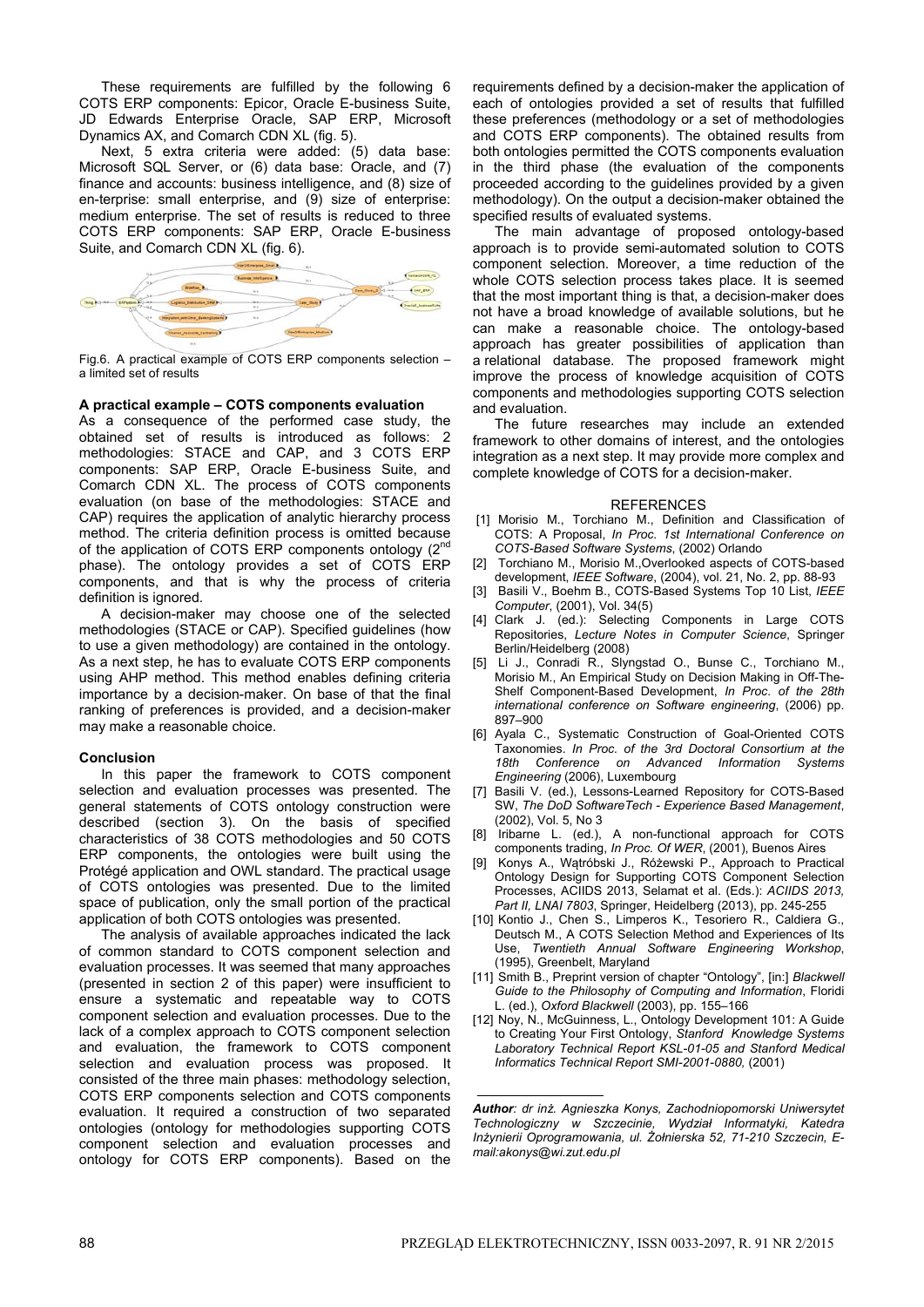These requirements are fulfilled by the following 6 COTS ERP components: Epicor, Oracle E-business Suite, JD Edwards Enterprise Oracle, SAP ERP, Microsoft Dynamics AX, and Comarch CDN XL (fig. 5).

Next, 5 extra criteria were added: (5) data base: Microsoft SQL Server, or (6) data base: Oracle, and (7) finance and accounts: business intelligence, and (8) size of en-terprise: small enterprise, and (9) size of enterprise: medium enterprise. The set of results is reduced to three COTS ERP components: SAP ERP, Oracle E-business Suite, and Comarch CDN XL (fig. 6).

Fig.6. A practical example of COTS ERP components selection – a limited set of results

**A practical example – COTS components evaluation**

As a consequence of the performed case study, the obtained set of results is introduced as follows: 2 methodologies: STACE and CAP, and 3 COTS ERP components: SAP ERP, Oracle E-business Suite, and Comarch CDN XL. The process of COTS components evaluation (on base of the methodologies: STACE and CAP) requires the application of analytic hierarchy process method. The criteria definition process is omitted because of the application of COTS ERP components ontology (2nd phase). The ontology provides a set of COTS ERP components, and that is why the process of criteria definition is ignored.

A decision-maker may choose one of the selected methodologies (STACE or CAP). Specified guidelines (how to use a given methodology) are contained in the ontology. As a next step, he has to evaluate COTS ERP components using AHP method. This method enables defining criteria importance by a decision-maker. On base of that the final ranking of preferences is provided, and a decision-maker may make a reasonable choice.

**Conclusion**

In this paper the framework to COTS component selection and evaluation processes was presented. The general statements of COTS ontology construction were described (section 3). On the basis of specified characteristics of 38 COTS methodologies and 50 COTS ERP components, the ontologies were built using the Protégé application and OWL standard. The practical usage of COTS ontologies was presented. Due to the limited space of publication, only the small portion of the practical application of both COTS ontologies was presented.

The analysis of available approaches indicated the lack of common standard to COTS component selection and evaluation processes. It was seemed that many approaches (presented in section 2 of this paper) were insufficient to ensure a systematic and repeatable way to COTS component selection and evaluation processes. Due to the lack of a complex approach to COTS component selection and evaluation, the framework to COTS component selection and evaluation process was proposed. It consisted of the three main phases: methodology selection, COTS ERP components selection and COTS components evaluation. It required a construction of two separated ontologies (ontology for methodologies supporting COTS component selection and evaluation processes and ontology for COTS ERP components). Based on the requirements defined by a decision-maker the application of each of ontologies provided a set of results that fulfilled these preferences (methodology or a set of methodologies and COTS ERP components). The obtained results from both ontologies permitted the COTS components evaluation in the third phase (the evaluation of the components proceeded according to the guidelines provided by a given methodology). On the output a decision-maker obtained the specified results of evaluated systems.

The main advantage of proposed ontology-based approach is to provide semi-automated solution to COTS component selection. Moreover, a time reduction of the whole COTS selection process takes place. It is seemed that the most important thing is that, a decision-maker does not have a broad knowledge of available solutions, but he can make a reasonable choice. The ontology-based approach has greater possibilities of application than a relational database. The proposed framework might improve the process of knowledge acquisition of COTS components and methodologies supporting COTS selection and evaluation.

The future researches may include an extended framework to other domains of interest, and the ontologies integration as a next step. It may provide more complex and complete knowledge of COTS for a decision-maker.

REFERENCES

[1] Morisio M., Torchiano M., Definition and Classification of COTS: A Proposal, *In Proc. 1st International Conference on COTS-Based Software Systems*, (2002) Orlando

[2] Torchiano M., Morisio M.,Overlooked aspects of COTS-based development, *IEEE Software*, (2004), vol. 21, No. 2, pp. 88-93

[3] Basili V., Boehm B., COTS-Based Systems Top 10 List, *IEEE Computer*, (2001), Vol. 34(5)

[4] Clark J. (ed.): Selecting Components in Large COTS Repositories, *Lecture Notes in Computer Science*, Springer Berlin/Heidelberg (2008)

[5] Li J., Conradi R., Slyngstad O., Bunse C., Torchiano M., Morisio M., An Empirical Study on Decision Making in Off-The-Shelf Component-Based Development, *In Proc. of the 28th international conference on Software engineering*, (2006) pp. 897–900

[6] Ayala C., Systematic Construction of Goal-Oriented COTS Taxonomies. *In Proc. of the 3rd Doctoral Consortium at the 18th Conference on Advanced Information Systems Engineering* (2006), Luxembourg

[7] Basili V. (ed.), Lessons-Learned Repository for COTS-Based SW, *The DoD SoftwareTech - Experience Based Management*, (2002), Vol. 5, No 3

[8] Iribarne L. (ed.), A non-functional approach for COTS components trading, *In Proc. Of WER*, (2001), Buenos Aires

[9] Konys A., Wątróbski J., Różewski P., Approach to Practical Ontology Design for Supporting COTS Component Selection Processes, ACIIDS 2013, Selamat et al. (Eds.): *ACIIDS 2013, Part II, LNAI 7803*, Springer, Heidelberg (2013), pp. 245-255

[10] Kontio J., Chen S., Limperos K., Tesoriero R., Caldiera G., Deutsch M., A COTS Selection Method and Experiences of Its Use, *Twentieth Annual Software Engineering Workshop*, (1995), Greenbelt, Maryland

[11] Smith B., Preprint version of chapter "Ontology", [in:] *Blackwell Guide to the Philosophy of Computing and Information*, Floridi L. (ed.), *Oxford Blackwell* (2003), pp. 155–166

[12] Noy, N., McGuinness, L., Ontology Development 101: A Guide to Creating Your First Ontology, *Stanford Knowledge Systems Laboratory Technical Report KSL-01-05 and Stanford Medical Informatics Technical Report SMI-2001-0880,* (2001)

***Author****: dr inż. Agnieszka Konys, Zachodniopomorski Uniwersytet Technologiczny w Szczecinie, Wydział Informatyki, Katedra Inżynierii Oprogramowania, ul. Żołnierska 52, 71-210 Szczecin, E-mail:akonys@wi.zut.edu.pl*